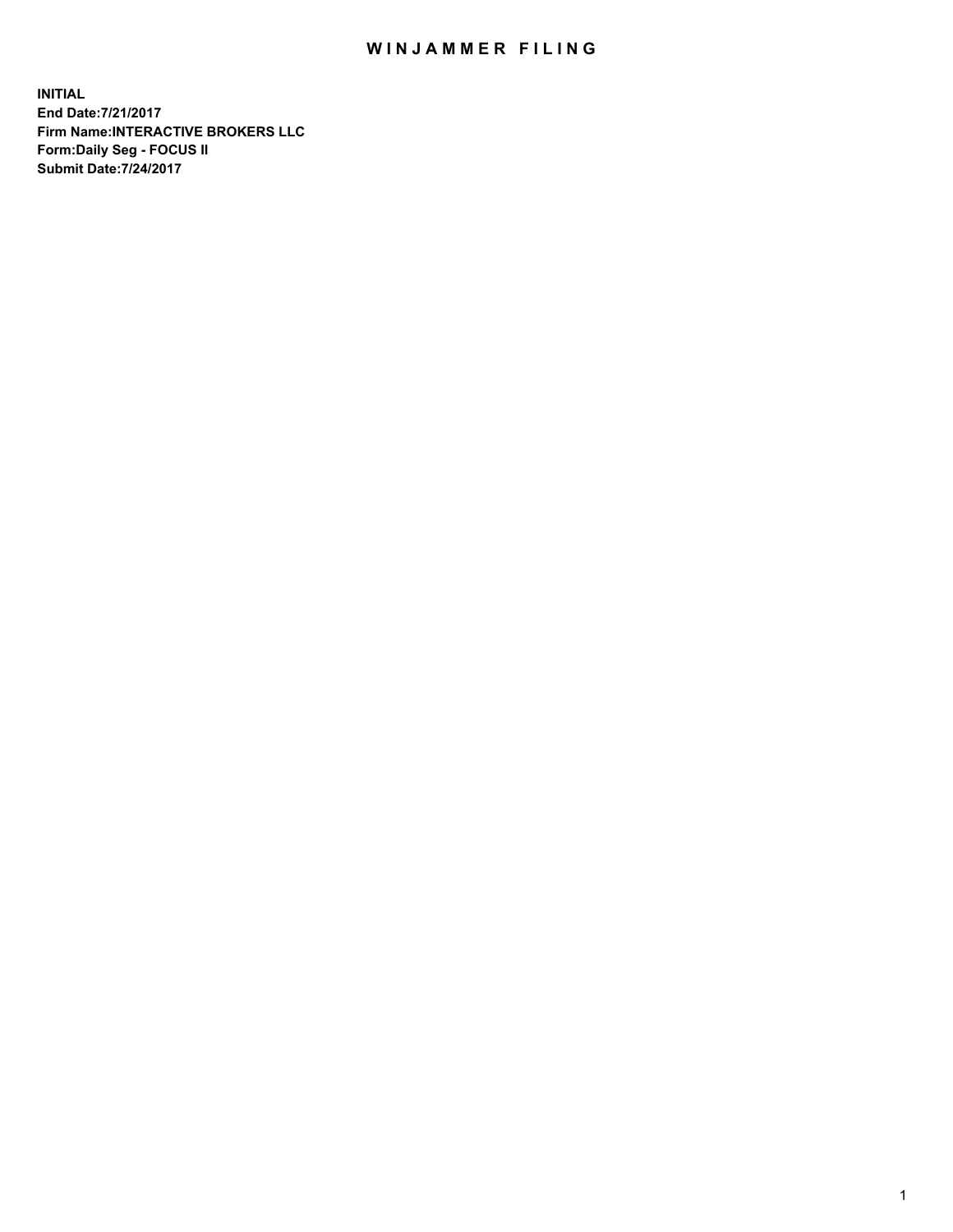# WINJAMMER FILING

**INITIAL**
**End Date:7/21/2017**
**Firm Name:INTERACTIVE BROKERS LLC**
**Form:Daily Seg - FOCUS II**
**Submit Date:7/24/2017**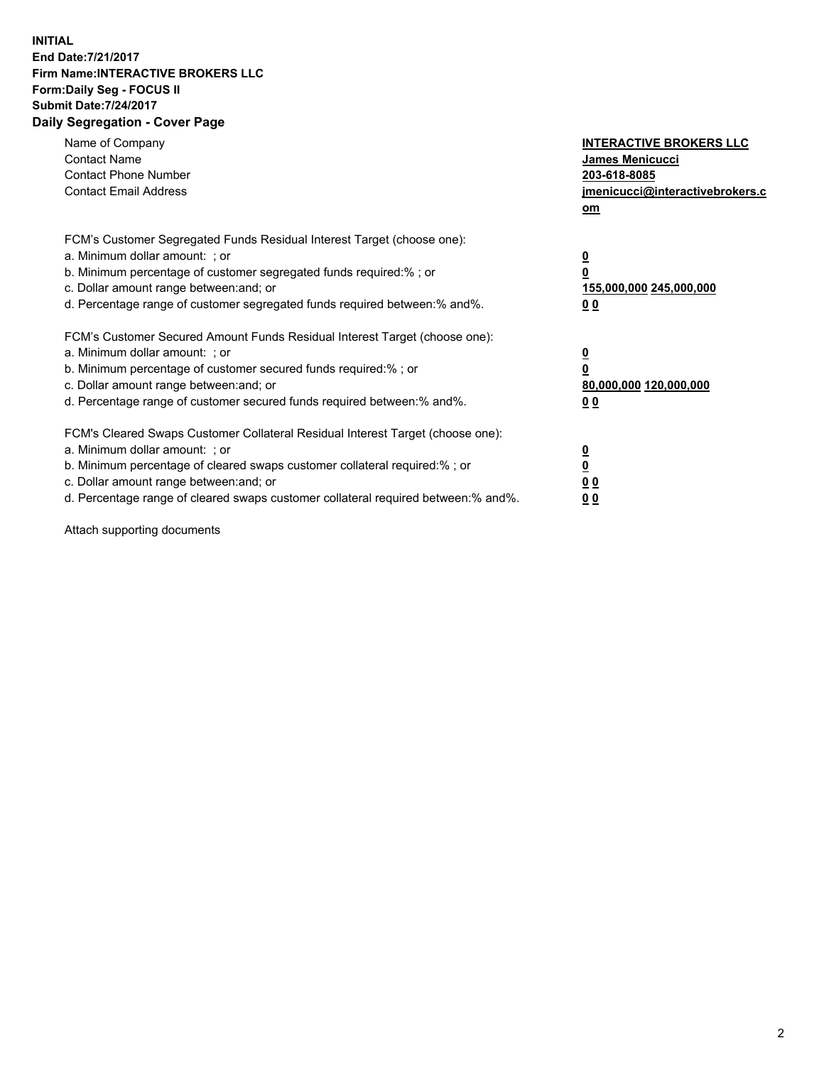**INITIAL**
**End Date:7/21/2017**
**Firm Name:INTERACTIVE BROKERS LLC**
**Form:Daily Seg - FOCUS II**
**Submit Date:7/24/2017**

## Daily Segregation - Cover Page

| | |
|---|---|
| Name of Company | **INTERACTIVE BROKERS LLC** |
| Contact Name | **James Menicucci** |
| Contact Phone Number | **203-618-8085** |
| Contact Email Address | **jmenicucci@interactivebrokers.com** |

| | |
|---|---|
| FCM's Customer Segregated Funds Residual Interest Target (choose one): | |
| a. Minimum dollar amount: ; or | **0** |
| b. Minimum percentage of customer segregated funds required:% ; or | **0** |
| c. Dollar amount range between:and; or | **155,000,000 245,000,000** |
| d. Percentage range of customer segregated funds required between:% and%. | **0 0** |
| FCM's Customer Secured Amount Funds Residual Interest Target (choose one): | |
| a. Minimum dollar amount: ; or | **0** |
| b. Minimum percentage of customer secured funds required:% ; or | **0** |
| c. Dollar amount range between:and; or | **80,000,000 120,000,000** |
| d. Percentage range of customer secured funds required between:% and%. | **0 0** |
| FCM's Cleared Swaps Customer Collateral Residual Interest Target (choose one): | |
| a. Minimum dollar amount: ; or | **0** |
| b. Minimum percentage of cleared swaps customer collateral required:% ; or | **0** |
| c. Dollar amount range between:and; or | **0 0** |
| d. Percentage range of cleared swaps customer collateral required between:% and%. | **0 0** |

Attach supporting documents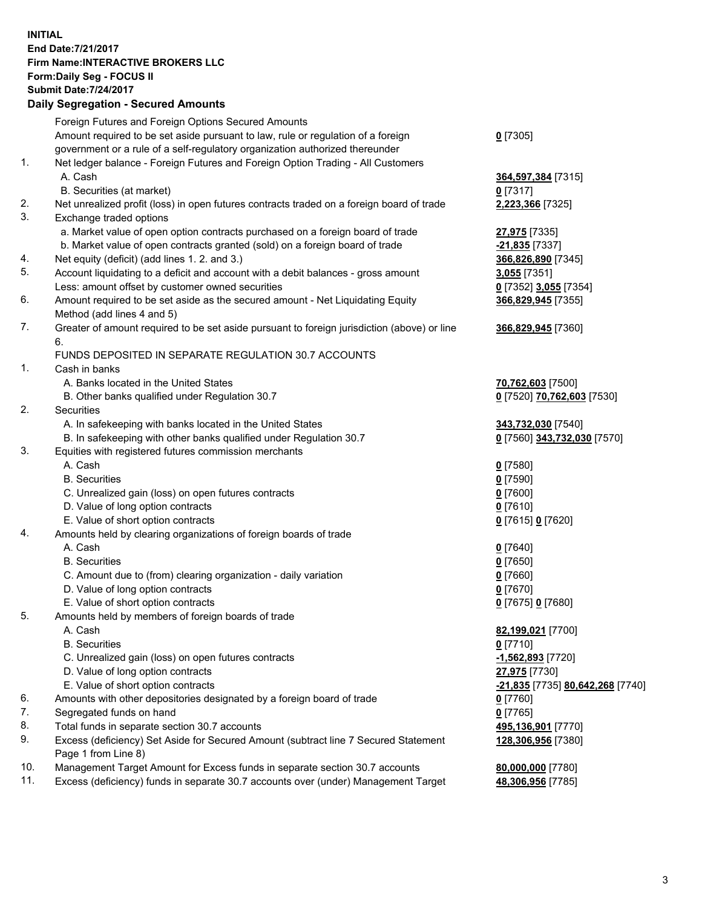**INITIAL**
**End Date:7/21/2017**
**Firm Name:INTERACTIVE BROKERS LLC**
**Form:Daily Seg - FOCUS II**
**Submit Date:7/24/2017**

**Daily Segregation - Secured Amounts**

| | | |
|---|---|---|
| | Foreign Futures and Foreign Options Secured Amounts | |
| | Amount required to be set aside pursuant to law, rule or regulation of a foreign government or a rule of a self-regulatory organization authorized thereunder | **0** [7305] |
| 1. | Net ledger balance - Foreign Futures and Foreign Option Trading - All Customers | |
| | A. Cash | **364,597,384** [7315] |
| | B. Securities (at market) | **0** [7317] |
| 2. | Net unrealized profit (loss) in open futures contracts traded on a foreign board of trade | **2,223,366** [7325] |
| 3. | Exchange traded options | |
| | a. Market value of open option contracts purchased on a foreign board of trade | **27,975** [7335] |
| | b. Market value of open contracts granted (sold) on a foreign board of trade | **-21,835** [7337] |
| 4. | Net equity (deficit) (add lines 1. 2. and 3.) | **366,826,890** [7345] |
| 5. | Account liquidating to a deficit and account with a debit balances - gross amount | **3,055** [7351] |
| | Less: amount offset by customer owned securities | **0** [7352] **3,055** [7354] |
| 6. | Amount required to be set aside as the secured amount - Net Liquidating Equity Method (add lines 4 and 5) | **366,829,945** [7355] |
| 7. | Greater of amount required to be set aside pursuant to foreign jurisdiction (above) or line 6. | **366,829,945** [7360] |
| | FUNDS DEPOSITED IN SEPARATE REGULATION 30.7 ACCOUNTS | |
| 1. | Cash in banks | |
| | A. Banks located in the United States | **70,762,603** [7500] |
| | B. Other banks qualified under Regulation 30.7 | **0** [7520] **70,762,603** [7530] |
| 2. | Securities | |
| | A. In safekeeping with banks located in the United States | **343,732,030** [7540] |
| | B. In safekeeping with other banks qualified under Regulation 30.7 | **0** [7560] **343,732,030** [7570] |
| 3. | Equities with registered futures commission merchants | |
| | A. Cash | **0** [7580] |
| | B. Securities | **0** [7590] |
| | C. Unrealized gain (loss) on open futures contracts | **0** [7600] |
| | D. Value of long option contracts | **0** [7610] |
| | E. Value of short option contracts | **0** [7615] **0** [7620] |
| 4. | Amounts held by clearing organizations of foreign boards of trade | |
| | A. Cash | **0** [7640] |
| | B. Securities | **0** [7650] |
| | C. Amount due to (from) clearing organization - daily variation | **0** [7660] |
| | D. Value of long option contracts | **0** [7670] |
| | E. Value of short option contracts | **0** [7675] **0** [7680] |
| 5. | Amounts held by members of foreign boards of trade | |
| | A. Cash | **82,199,021** [7700] |
| | B. Securities | **0** [7710] |
| | C. Unrealized gain (loss) on open futures contracts | **-1,562,893** [7720] |
| | D. Value of long option contracts | **27,975** [7730] |
| | E. Value of short option contracts | **-21,835** [7735] **80,642,268** [7740] |
| 6. | Amounts with other depositories designated by a foreign board of trade | **0** [7760] |
| 7. | Segregated funds on hand | **0** [7765] |
| 8. | Total funds in separate section 30.7 accounts | **495,136,901** [7770] |
| 9. | Excess (deficiency) Set Aside for Secured Amount (subtract line 7 Secured Statement Page 1 from Line 8) | **128,306,956** [7380] |
| 10. | Management Target Amount for Excess funds in separate section 30.7 accounts | **80,000,000** [7780] |
| 11. | Excess (deficiency) funds in separate 30.7 accounts over (under) Management Target | **48,306,956** [7785] |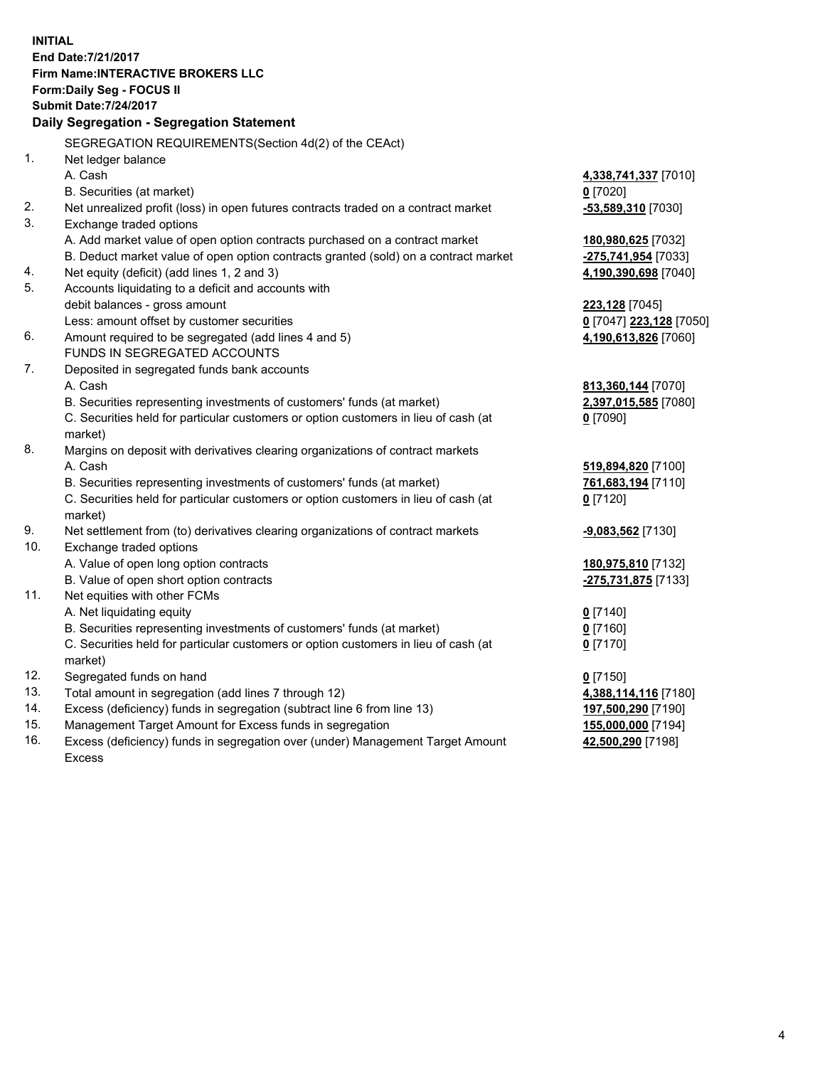**INITIAL**
**End Date:7/21/2017**
**Firm Name:INTERACTIVE BROKERS LLC**
**Form:Daily Seg - FOCUS II**
**Submit Date:7/24/2017**

## Daily Segregation - Segregation Statement

| | | |
|---|---|---|
| | SEGREGATION REQUIREMENTS(Section 4d(2) of the CEAct) | |
| 1. | Net ledger balance | |
| | A. Cash | **4,338,741,337** [7010] |
| | B. Securities (at market) | **0** [7020] |
| 2. | Net unrealized profit (loss) in open futures contracts traded on a contract market | **-53,589,310** [7030] |
| 3. | Exchange traded options | |
| | A. Add market value of open option contracts purchased on a contract market | **180,980,625** [7032] |
| | B. Deduct market value of open option contracts granted (sold) on a contract market | **-275,741,954** [7033] |
| 4. | Net equity (deficit) (add lines 1, 2 and 3) | **4,190,390,698** [7040] |
| 5. | Accounts liquidating to a deficit and accounts with | |
| | debit balances - gross amount | **223,128** [7045] |
| | Less: amount offset by customer securities | **0** [7047] **223,128** [7050] |
| 6. | Amount required to be segregated (add lines 4 and 5) | **4,190,613,826** [7060] |
| | FUNDS IN SEGREGATED ACCOUNTS | |
| 7. | Deposited in segregated funds bank accounts | |
| | A. Cash | **813,360,144** [7070] |
| | B. Securities representing investments of customers' funds (at market) | **2,397,015,585** [7080] |
| | C. Securities held for particular customers or option customers in lieu of cash (at market) | **0** [7090] |
| 8. | Margins on deposit with derivatives clearing organizations of contract markets | |
| | A. Cash | **519,894,820** [7100] |
| | B. Securities representing investments of customers' funds (at market) | **761,683,194** [7110] |
| | C. Securities held for particular customers or option customers in lieu of cash (at market) | **0** [7120] |
| 9. | Net settlement from (to) derivatives clearing organizations of contract markets | **-9,083,562** [7130] |
| 10. | Exchange traded options | |
| | A. Value of open long option contracts | **180,975,810** [7132] |
| | B. Value of open short option contracts | **-275,731,875** [7133] |
| 11. | Net equities with other FCMs | |
| | A. Net liquidating equity | **0** [7140] |
| | B. Securities representing investments of customers' funds (at market) | **0** [7160] |
| | C. Securities held for particular customers or option customers in lieu of cash (at market) | **0** [7170] |
| 12. | Segregated funds on hand | **0** [7150] |
| 13. | Total amount in segregation (add lines 7 through 12) | **4,388,114,116** [7180] |
| 14. | Excess (deficiency) funds in segregation (subtract line 6 from line 13) | **197,500,290** [7190] |
| 15. | Management Target Amount for Excess funds in segregation | **155,000,000** [7194] |
| 16. | Excess (deficiency) funds in segregation over (under) Management Target Amount Excess | **42,500,290** [7198] |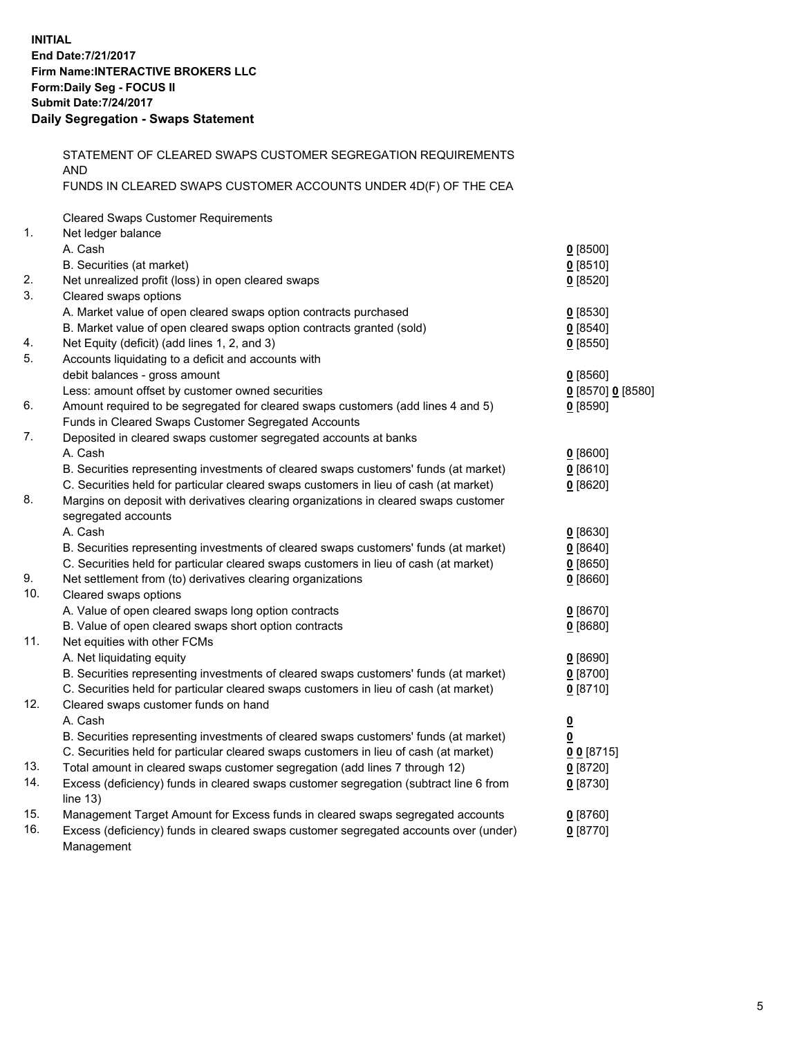**INITIAL**
**End Date:7/21/2017**
**Firm Name:INTERACTIVE BROKERS LLC**
**Form:Daily Seg - FOCUS II**
**Submit Date:7/24/2017**
**Daily Segregation - Swaps Statement**

STATEMENT OF CLEARED SWAPS CUSTOMER SEGREGATION REQUIREMENTS AND FUNDS IN CLEARED SWAPS CUSTOMER ACCOUNTS UNDER 4D(F) OF THE CEA

| | | |
|---|---|---|
| | Cleared Swaps Customer Requirements | |
| 1. | Net ledger balance | |
| | A. Cash | 0 [8500] |
| | B. Securities (at market) | 0 [8510] |
| 2. | Net unrealized profit (loss) in open cleared swaps | 0 [8520] |
| 3. | Cleared swaps options | |
| | A. Market value of open cleared swaps option contracts purchased | 0 [8530] |
| | B. Market value of open cleared swaps option contracts granted (sold) | 0 [8540] |
| 4. | Net Equity (deficit) (add lines 1, 2, and 3) | 0 [8550] |
| 5. | Accounts liquidating to a deficit and accounts with debit balances - gross amount | 0 [8560] |
| | Less: amount offset by customer owned securities | 0 [8570] 0 [8580] |
| 6. | Amount required to be segregated for cleared swaps customers (add lines 4 and 5) | 0 [8590] |
| | Funds in Cleared Swaps Customer Segregated Accounts | |
| 7. | Deposited in cleared swaps customer segregated accounts at banks | |
| | A. Cash | 0 [8600] |
| | B. Securities representing investments of cleared swaps customers' funds (at market) | 0 [8610] |
| | C. Securities held for particular cleared swaps customers in lieu of cash (at market) | 0 [8620] |
| 8. | Margins on deposit with derivatives clearing organizations in cleared swaps customer segregated accounts | |
| | A. Cash | 0 [8630] |
| | B. Securities representing investments of cleared swaps customers' funds (at market) | 0 [8640] |
| | C. Securities held for particular cleared swaps customers in lieu of cash (at market) | 0 [8650] |
| 9. | Net settlement from (to) derivatives clearing organizations | 0 [8660] |
| 10. | Cleared swaps options | |
| | A. Value of open cleared swaps long option contracts | 0 [8670] |
| | B. Value of open cleared swaps short option contracts | 0 [8680] |
| 11. | Net equities with other FCMs | |
| | A. Net liquidating equity | 0 [8690] |
| | B. Securities representing investments of cleared swaps customers' funds (at market) | 0 [8700] |
| | C. Securities held for particular cleared swaps customers in lieu of cash (at market) | 0 [8710] |
| 12. | Cleared swaps customer funds on hand | |
| | A. Cash | 0 |
| | B. Securities representing investments of cleared swaps customers' funds (at market) | 0 |
| | C. Securities held for particular cleared swaps customers in lieu of cash (at market) | 0 0 [8715] |
| 13. | Total amount in cleared swaps customer segregation (add lines 7 through 12) | 0 [8720] |
| 14. | Excess (deficiency) funds in cleared swaps customer segregation (subtract line 6 from line 13) | 0 [8730] |
| 15. | Management Target Amount for Excess funds in cleared swaps segregated accounts | 0 [8760] |
| 16. | Excess (deficiency) funds in cleared swaps customer segregated accounts over (under) Management | 0 [8770] |